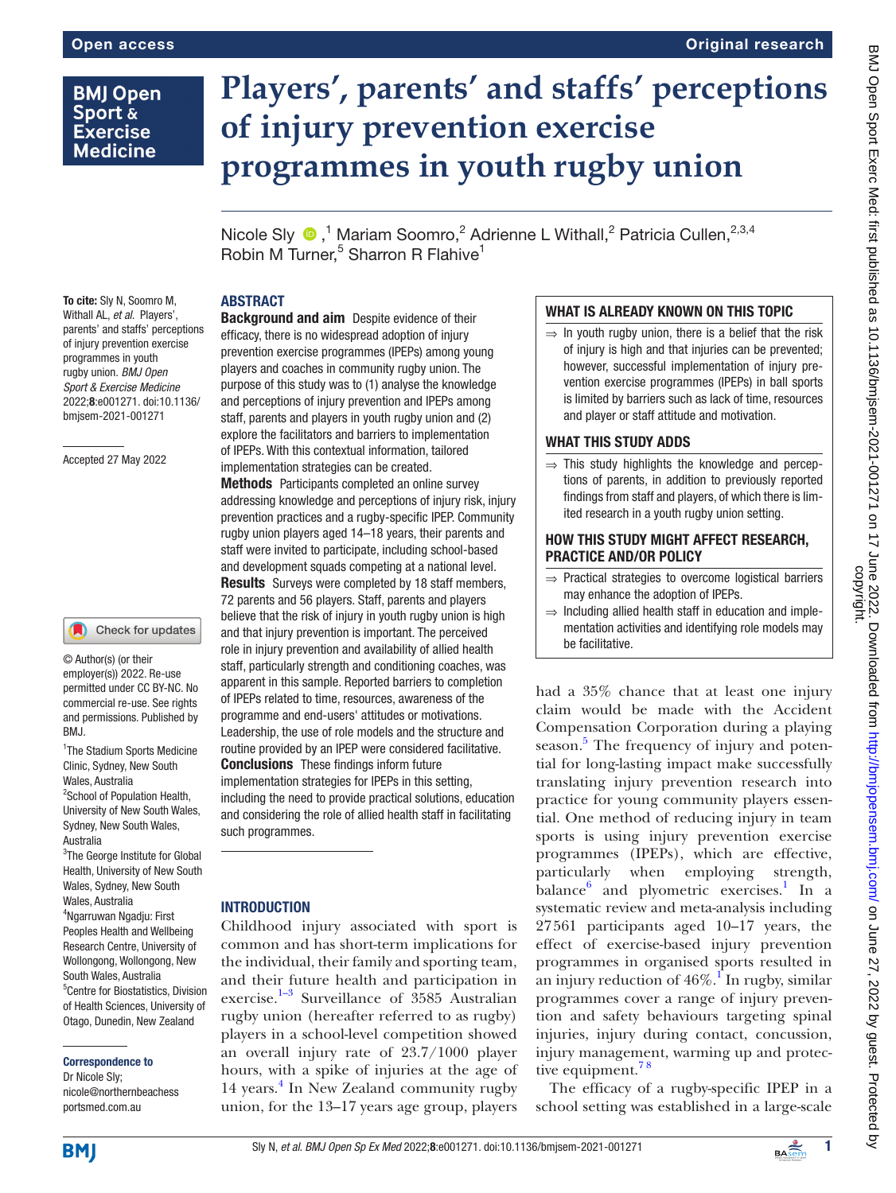Open access

Original research

# Players', parents' and staffs' perceptions of injury prevention exercise programmes in youth rugby union

Nicole Sly,[1] Mariam Soomro,[2] Adrienne L Withall,[2] Patricia Cullen,[2,3,4] Robin M Turner,[5] Sharron R Flahive[1]

**To cite:** Sly N, Soomro M, Withall AL, *et al*. Players', parents' and staffs' perceptions of injury prevention exercise programmes in youth rugby union. *BMJ Open Sport & Exercise Medicine* 2022;**8**:e001271. doi:10.1136/bmjsem-2021-001271

Accepted 27 May 2022

© Author(s) (or their employer(s)) 2022. Re-use permitted under CC BY-NC. No commercial re-use. See rights and permissions. Published by BMJ.

[1]The Stadium Sports Medicine Clinic, Sydney, New South Wales, Australia
[2]School of Population Health, University of New South Wales, Sydney, New South Wales, Australia
[3]The George Institute for Global Health, University of New South Wales, Sydney, New South Wales, Australia
[4]Ngarruwan Ngadju: First Peoples Health and Wellbeing Research Centre, University of Wollongong, Wollongong, New South Wales, Australia
[5]Centre for Biostatistics, Division of Health Sciences, University of Otago, Dunedin, New Zealand

**Correspondence to**
Dr Nicole Sly;
nicole@northernbeachess portsmed.com.au

## ABSTRACT

**Background and aim** Despite evidence of their efficacy, there is no widespread adoption of injury prevention exercise programmes (IPEPs) among young players and coaches in community rugby union. The purpose of this study was to (1) analyse the knowledge and perceptions of injury prevention and IPEPs among staff, parents and players in youth rugby union and (2) explore the facilitators and barriers to implementation of IPEPs. With this contextual information, tailored implementation strategies can be created.

**Methods** Participants completed an online survey addressing knowledge and perceptions of injury risk, injury prevention practices and a rugby-specific IPEP. Community rugby union players aged 14–18 years, their parents and staff were invited to participate, including school-based and development squads competing at a national level.

**Results** Surveys were completed by 18 staff members, 72 parents and 56 players. Staff, parents and players believe that the risk of injury in youth rugby union is high and that injury prevention is important. The perceived role in injury prevention and availability of allied health staff, particularly strength and conditioning coaches, was apparent in this sample. Reported barriers to completion of IPEPs related to time, resources, awareness of the programme and end-users' attitudes or motivations. Leadership, the use of role models and the structure and routine provided by an IPEP were considered facilitative.

**Conclusions** These findings inform future implementation strategies for IPEPs in this setting, including the need to provide practical solutions, education and considering the role of allied health staff in facilitating such programmes.

### WHAT IS ALREADY KNOWN ON THIS TOPIC

⇒ In youth rugby union, there is a belief that the risk of injury is high and that injuries can be prevented; however, successful implementation of injury prevention exercise programmes (IPEPs) in ball sports is limited by barriers such as lack of time, resources and player or staff attitude and motivation.

### WHAT THIS STUDY ADDS

⇒ This study highlights the knowledge and perceptions of parents, in addition to previously reported findings from staff and players, of which there is limited research in a youth rugby union setting.

### HOW THIS STUDY MIGHT AFFECT RESEARCH, PRACTICE AND/OR POLICY

⇒ Practical strategies to overcome logistical barriers may enhance the adoption of IPEPs.

⇒ Including allied health staff in education and implementation activities and identifying role models may be facilitative.

## INTRODUCTION

Childhood injury associated with sport is common and has short-term implications for the individual, their family and sporting team, and their future health and participation in exercise.[1–3] Surveillance of 3585 Australian rugby union (hereafter referred to as rugby) players in a school-level competition showed an overall injury rate of 23.7/1000 player hours, with a spike of injuries at the age of 14 years.[4] In New Zealand community rugby union, for the 13–17 years age group, players had a 35% chance that at least one injury claim would be made with the Accident Compensation Corporation during a playing season.[5] The frequency of injury and potential for long-lasting impact make successfully translating injury prevention research into practice for young community players essential. One method of reducing injury in team sports is using injury prevention exercise programmes (IPEPs), which are effective, particularly when employing strength, balance[6] and plyometric exercises.[1] In a systematic review and meta-analysis including 27561 participants aged 10–17 years, the effect of exercise-based injury prevention programmes in organised sports resulted in an injury reduction of 46%.[1] In rugby, similar programmes cover a range of injury prevention and safety behaviours targeting spinal injuries, injury during contact, concussion, injury management, warming up and protective equipment.[7,8]

The efficacy of a rugby-specific IPEP in a school setting was established in a large-scale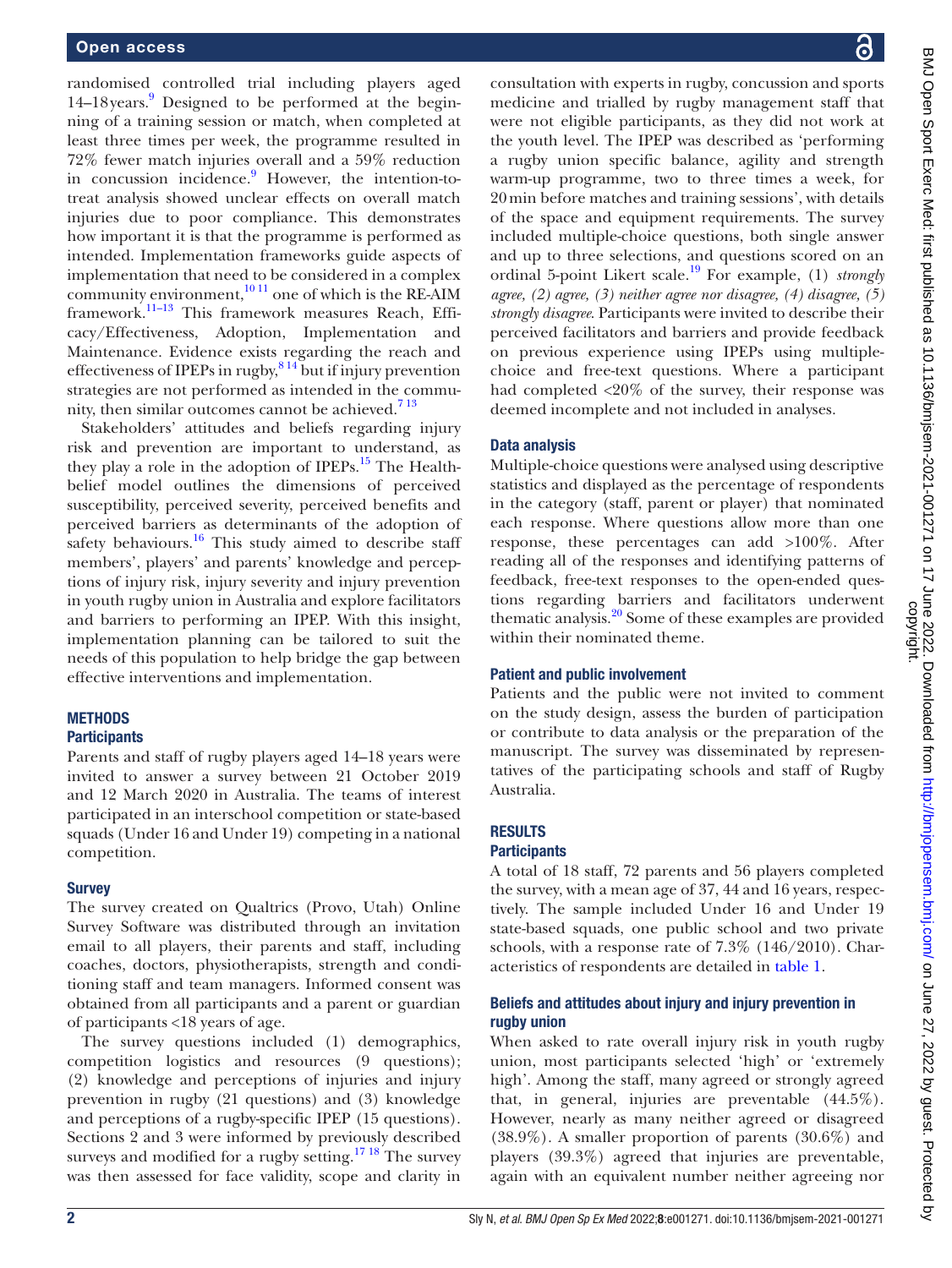randomised controlled trial including players aged 14–18 years.[9] Designed to be performed at the beginning of a training session or match, when completed at least three times per week, the programme resulted in 72% fewer match injuries overall and a 59% reduction in concussion incidence.[9] However, the intention-to-treat analysis showed unclear effects on overall match injuries due to poor compliance. This demonstrates how important it is that the programme is performed as intended. Implementation frameworks guide aspects of implementation that need to be considered in a complex community environment,[10,11] one of which is the RE-AIM framework.[11–13] This framework measures Reach, Efficacy/Effectiveness, Adoption, Implementation and Maintenance. Evidence exists regarding the reach and effectiveness of IPEPs in rugby,[8,14] but if injury prevention strategies are not performed as intended in the community, then similar outcomes cannot be achieved.[7,13]

Stakeholders' attitudes and beliefs regarding injury risk and prevention are important to understand, as they play a role in the adoption of IPEPs.[15] The Health-belief model outlines the dimensions of perceived susceptibility, perceived severity, perceived benefits and perceived barriers as determinants of the adoption of safety behaviours.[16] This study aimed to describe staff members', players' and parents' knowledge and perceptions of injury risk, injury severity and injury prevention in youth rugby union in Australia and explore facilitators and barriers to performing an IPEP. With this insight, implementation planning can be tailored to suit the needs of this population to help bridge the gap between effective interventions and implementation.

## METHODS

### Participants

Parents and staff of rugby players aged 14–18 years were invited to answer a survey between 21 October 2019 and 12 March 2020 in Australia. The teams of interest participated in an interschool competition or state-based squads (Under 16 and Under 19) competing in a national competition.

### Survey

The survey created on Qualtrics (Provo, Utah) Online Survey Software was distributed through an invitation email to all players, their parents and staff, including coaches, doctors, physiotherapists, strength and conditioning staff and team managers. Informed consent was obtained from all participants and a parent or guardian of participants <18 years of age.

The survey questions included (1) demographics, competition logistics and resources (9 questions); (2) knowledge and perceptions of injuries and injury prevention in rugby (21 questions) and (3) knowledge and perceptions of a rugby-specific IPEP (15 questions). Sections 2 and 3 were informed by previously described surveys and modified for a rugby setting.[17,18] The survey was then assessed for face validity, scope and clarity in consultation with experts in rugby, concussion and sports medicine and trialled by rugby management staff that were not eligible participants, as they did not work at the youth level. The IPEP was described as 'performing a rugby union specific balance, agility and strength warm-up programme, two to three times a week, for 20 min before matches and training sessions', with details of the space and equipment requirements. The survey included multiple-choice questions, both single answer and up to three selections, and questions scored on an ordinal 5-point Likert scale.[19] For example, (1) *strongly agree, (2) agree, (3) neither agree nor disagree, (4) disagree, (5) strongly disagree*. Participants were invited to describe their perceived facilitators and barriers and provide feedback on previous experience using IPEPs using multiple-choice and free-text questions. Where a participant had completed <20% of the survey, their response was deemed incomplete and not included in analyses.

### Data analysis

Multiple-choice questions were analysed using descriptive statistics and displayed as the percentage of respondents in the category (staff, parent or player) that nominated each response. Where questions allow more than one response, these percentages can add >100%. After reading all of the responses and identifying patterns of feedback, free-text responses to the open-ended questions regarding barriers and facilitators underwent thematic analysis.[20] Some of these examples are provided within their nominated theme.

### Patient and public involvement

Patients and the public were not invited to comment on the study design, assess the burden of participation or contribute to data analysis or the preparation of the manuscript. The survey was disseminated by representatives of the participating schools and staff of Rugby Australia.

## RESULTS

### Participants

A total of 18 staff, 72 parents and 56 players completed the survey, with a mean age of 37, 44 and 16 years, respectively. The sample included Under 16 and Under 19 state-based squads, one public school and two private schools, with a response rate of 7.3% (146/2010). Characteristics of respondents are detailed in table 1.

### Beliefs and attitudes about injury and injury prevention in rugby union

When asked to rate overall injury risk in youth rugby union, most participants selected 'high' or 'extremely high'. Among the staff, many agreed or strongly agreed that, in general, injuries are preventable (44.5%). However, nearly as many neither agreed or disagreed (38.9%). A smaller proportion of parents (30.6%) and players (39.3%) agreed that injuries are preventable, again with an equivalent number neither agreeing nor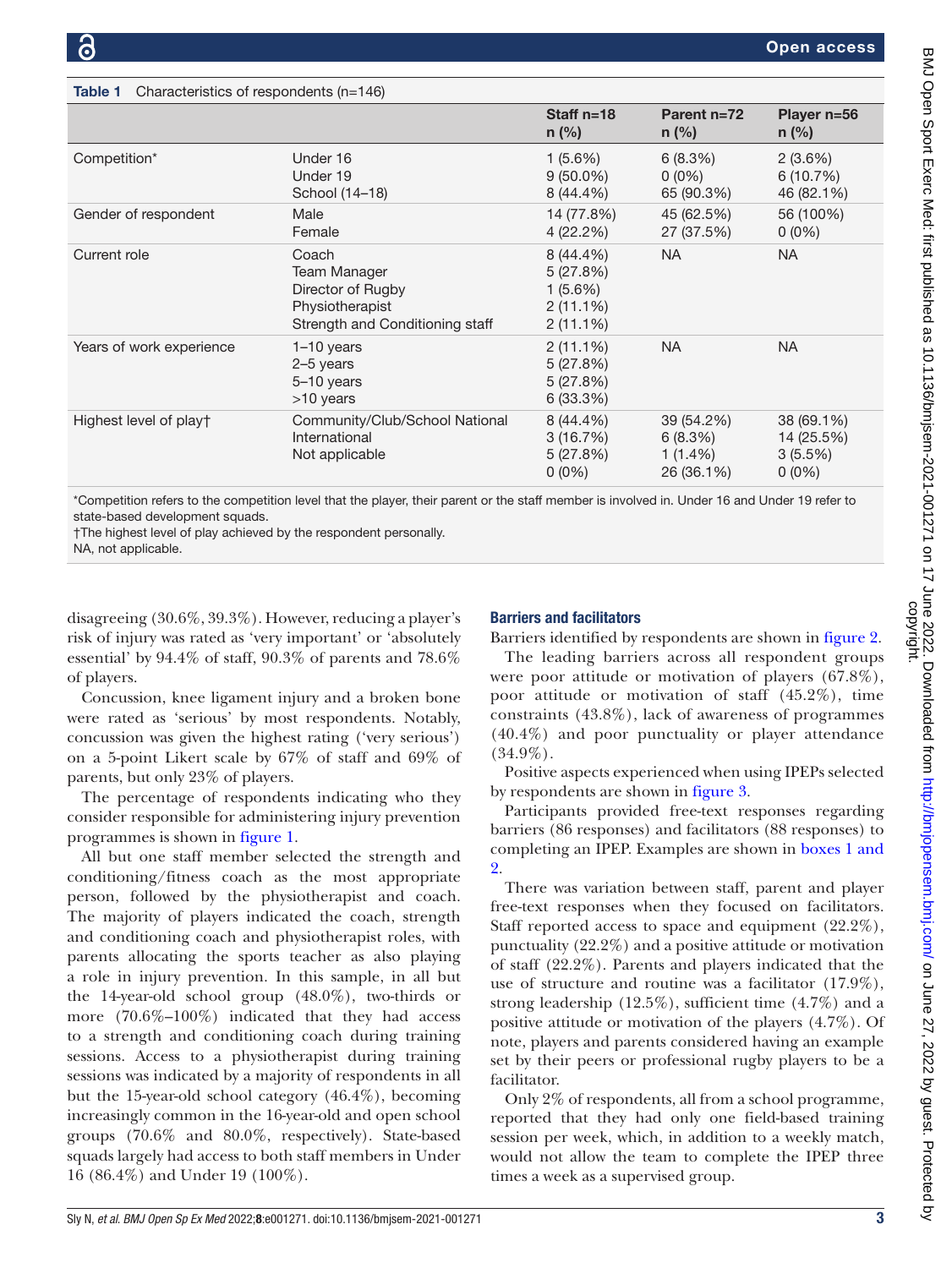**Table 1** Characteristics of respondents (n=146)

| | | Staff n=18 n (%) | Parent n=72 n (%) | Player n=56 n (%) |
|---|---|---|---|---|
| Competition* | Under 16 | 1 (5.6%) | 6 (8.3%) | 2 (3.6%) |
| | Under 19 | 9 (50.0%) | 0 (0%) | 6 (10.7%) |
| | School (14–18) | 8 (44.4%) | 65 (90.3%) | 46 (82.1%) |
| Gender of respondent | Male | 14 (77.8%) | 45 (62.5%) | 56 (100%) |
| | Female | 4 (22.2%) | 27 (37.5%) | 0 (0%) |
| Current role | Coach | 8 (44.4%) | NA | NA |
| | Team Manager | 5 (27.8%) | | |
| | Director of Rugby | 1 (5.6%) | | |
| | Physiotherapist | 2 (11.1%) | | |
| | Strength and Conditioning staff | 2 (11.1%) | | |
| Years of work experience | 1–10 years | 2 (11.1%) | NA | NA |
| | 2–5 years | 5 (27.8%) | | |
| | 5–10 years | 5 (27.8%) | | |
| | >10 years | 6 (33.3%) | | |
| Highest level of play† | Community/Club/School National | 8 (44.4%) | 39 (54.2%) | 38 (69.1%) |
| | International | 3 (16.7%) | 6 (8.3%) | 14 (25.5%) |
| | Not applicable | 5 (27.8%) | 1 (1.4%) | 3 (5.5%) |
| | | 0 (0%) | 26 (36.1%) | 0 (0%) |

*Competition refers to the competition level that the player, their parent or the staff member is involved in. Under 16 and Under 19 refer to state-based development squads.
†The highest level of play achieved by the respondent personally.
NA, not applicable.

disagreeing (30.6%, 39.3%). However, reducing a player's risk of injury was rated as 'very important' or 'absolutely essential' by 94.4% of staff, 90.3% of parents and 78.6% of players.

Concussion, knee ligament injury and a broken bone were rated as 'serious' by most respondents. Notably, concussion was given the highest rating ('very serious') on a 5-point Likert scale by 67% of staff and 69% of parents, but only 23% of players.

The percentage of respondents indicating who they consider responsible for administering injury prevention programmes is shown in figure 1.

All but one staff member selected the strength and conditioning/fitness coach as the most appropriate person, followed by the physiotherapist and coach. The majority of players indicated the coach, strength and conditioning coach and physiotherapist roles, with parents allocating the sports teacher as also playing a role in injury prevention. In this sample, in all but the 14-year-old school group (48.0%), two-thirds or more (70.6%–100%) indicated that they had access to a strength and conditioning coach during training sessions. Access to a physiotherapist during training sessions was indicated by a majority of respondents in all but the 15-year-old school category (46.4%), becoming increasingly common in the 16-year-old and open school groups (70.6% and 80.0%, respectively). State-based squads largely had access to both staff members in Under 16 (86.4%) and Under 19 (100%).

### Barriers and facilitators

Barriers identified by respondents are shown in figure 2.

The leading barriers across all respondent groups were poor attitude or motivation of players (67.8%), poor attitude or motivation of staff (45.2%), time constraints (43.8%), lack of awareness of programmes (40.4%) and poor punctuality or player attendance (34.9%).

Positive aspects experienced when using IPEPs selected by respondents are shown in figure 3.

Participants provided free-text responses regarding barriers (86 responses) and facilitators (88 responses) to completing an IPEP. Examples are shown in boxes 1 and 2.

There was variation between staff, parent and player free-text responses when they focused on facilitators. Staff reported access to space and equipment (22.2%), punctuality (22.2%) and a positive attitude or motivation of staff (22.2%). Parents and players indicated that the use of structure and routine was a facilitator (17.9%), strong leadership (12.5%), sufficient time (4.7%) and a positive attitude or motivation of the players (4.7%). Of note, players and parents considered having an example set by their peers or professional rugby players to be a facilitator.

Only 2% of respondents, all from a school programme, reported that they had only one field-based training session per week, which, in addition to a weekly match, would not allow the team to complete the IPEP three times a week as a supervised group.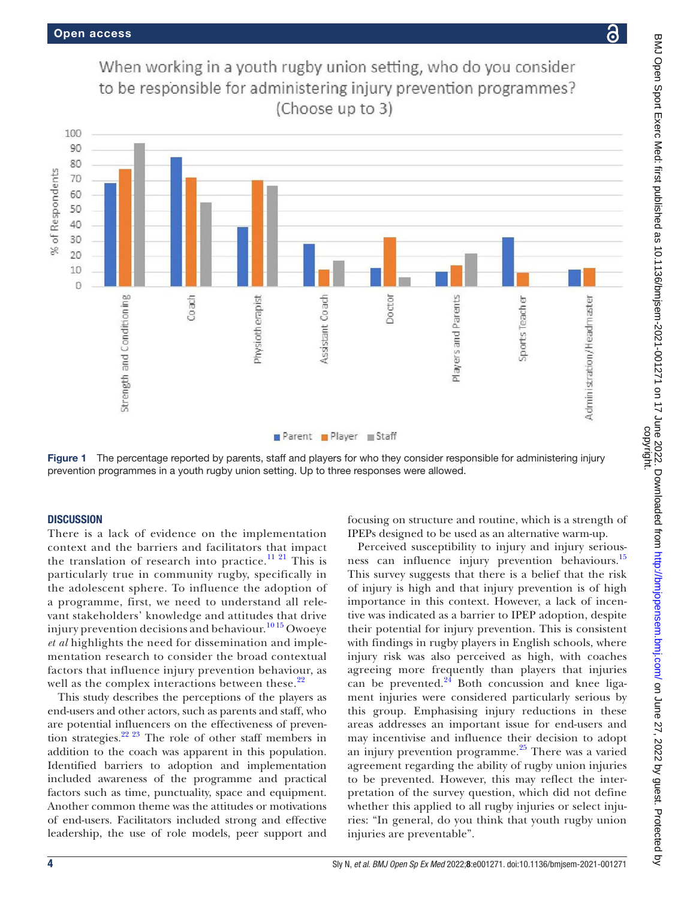When working in a youth rugby union setting, who do you consider to be responsible for administering injury prevention programmes? (Choose up to 3)

**Figure 1** The percentage reported by parents, staff and players for who they consider responsible for administering injury prevention programmes in a youth rugby union setting. Up to three responses were allowed.

## DISCUSSION

There is a lack of evidence on the implementation context and the barriers and facilitators that impact the translation of research into practice.[11 21] This is particularly true in community rugby, specifically in the adolescent sphere. To influence the adoption of a programme, first, we need to understand all relevant stakeholders' knowledge and attitudes that drive injury prevention decisions and behaviour.[10 15] Owoeye *et al* highlights the need for dissemination and implementation research to consider the broad contextual factors that influence injury prevention behaviour, as well as the complex interactions between these.[22]

This study describes the perceptions of the players as end-users and other actors, such as parents and staff, who are potential influencers on the effectiveness of prevention strategies.[22 23] The role of other staff members in addition to the coach was apparent in this population. Identified barriers to adoption and implementation included awareness of the programme and practical factors such as time, punctuality, space and equipment. Another common theme was the attitudes or motivations of end-users. Facilitators included strong and effective leadership, the use of role models, peer support and focusing on structure and routine, which is a strength of IPEPs designed to be used as an alternative warm-up.

Perceived susceptibility to injury and injury seriousness can influence injury prevention behaviours.[15] This survey suggests that there is a belief that the risk of injury is high and that injury prevention is of high importance in this context. However, a lack of incentive was indicated as a barrier to IPEP adoption, despite their potential for injury prevention. This is consistent with findings in rugby players in English schools, where injury risk was also perceived as high, with coaches agreeing more frequently than players that injuries can be prevented.[24] Both concussion and knee ligament injuries were considered particularly serious by this group. Emphasising injury reductions in these areas addresses an important issue for end-users and may incentivise and influence their decision to adopt an injury prevention programme.[25] There was a varied agreement regarding the ability of rugby union injuries to be prevented. However, this may reflect the interpretation of the survey question, which did not define whether this applied to all rugby injuries or select injuries: "In general, do you think that youth rugby union injuries are preventable".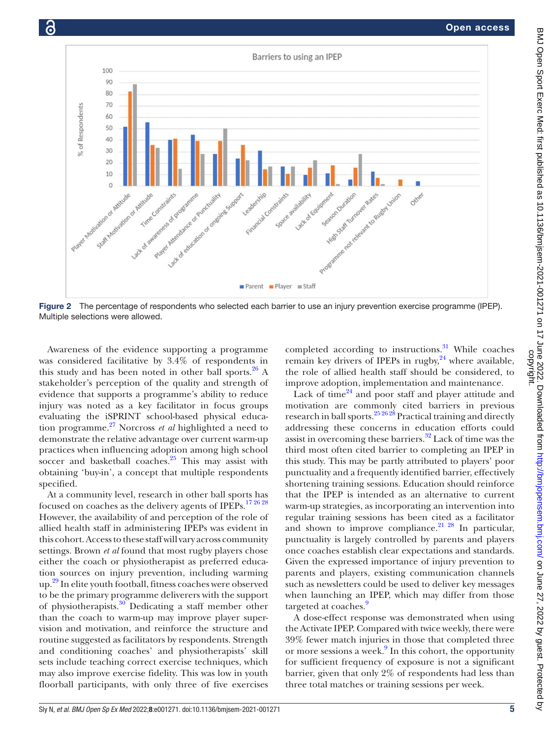Barriers to using an IPEP

% of Respondents

100
90
80
70
60
50
40
30
20
10
0

Player Motivation or Attitude
Staff Motivation or Attitude
Time Constraints
Lack of awareness of programme
Player Attendance or Punctuality
Lack of education or ongoing Support
Leadership
Financial Constraints
Space availability
Lack of Equipment
Season Duration
High Staff Turnover Rates
Programme not relevant to Rugby Union
Other

Parent
Player
Staff

**Figure 2** The percentage of respondents who selected each barrier to use an injury prevention exercise programme (IPEP). Multiple selections were allowed.

Awareness of the evidence supporting a programme was considered facilitative by 3.4% of respondents in this study and has been noted in other ball sports.[26] A stakeholder's perception of the quality and strength of evidence that supports a programme's ability to reduce injury was noted as a key facilitator in focus groups evaluating the iSPRINT school-based physical education programme.[27] Norcross *et al* highlighted a need to demonstrate the relative advantage over current warm-up practices when influencing adoption among high school soccer and basketball coaches.[25] This may assist with obtaining 'buy-in', a concept that multiple respondents specified.

At a community level, research in other ball sports has focused on coaches as the delivery agents of IPEPs.[17 26 28] However, the availability of and perception of the role of allied health staff in administering IPEPs was evident in this cohort. Access to these staff will vary across community settings. Brown *et al* found that most rugby players chose either the coach or physiotherapist as preferred education sources on injury prevention, including warming up.[29] In elite youth football, fitness coaches were observed to be the primary programme deliverers with the support of physiotherapists.[30] Dedicating a staff member other than the coach to warm-up may improve player supervision and motivation, and reinforce the structure and routine suggested as facilitators by respondents. Strength and conditioning coaches' and physiotherapists' skill sets include teaching correct exercise techniques, which may also improve exercise fidelity. This was low in youth floorball participants, with only three of five exercises completed according to instructions.[31] While coaches remain key drivers of IPEPs in rugby,[24] where available, the role of allied health staff should be considered, to improve adoption, implementation and maintenance.

Lack of time[24] and poor staff and player attitude and motivation are commonly cited barriers in previous research in ball sports.[25 26 28] Practical training and directly addressing these concerns in education efforts could assist in overcoming these barriers.[32] Lack of time was the third most often cited barrier to completing an IPEP in this study. This may be partly attributed to players' poor punctuality and a frequently identified barrier, effectively shortening training sessions. Education should reinforce that the IPEP is intended as an alternative to current warm-up strategies, as incorporating an intervention into regular training sessions has been cited as a facilitator and shown to improve compliance.[21 28] In particular, punctuality is largely controlled by parents and players once coaches establish clear expectations and standards. Given the expressed importance of injury prevention to parents and players, existing communication channels such as newsletters could be used to deliver key messages when launching an IPEP, which may differ from those targeted at coaches.[9]

A dose-effect response was demonstrated when using the Activate IPEP. Compared with twice weekly, there were 39% fewer match injuries in those that completed three or more sessions a week.[9] In this cohort, the opportunity for sufficient frequency of exposure is not a significant barrier, given that only 2% of respondents had less than three total matches or training sessions per week.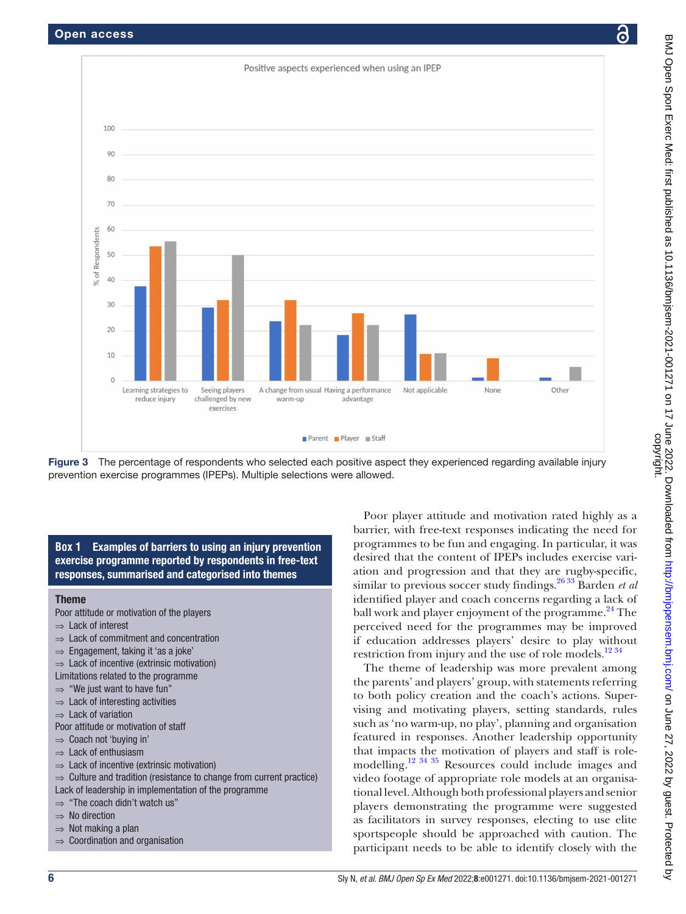Positive aspects experienced when using an IPEP

% of Respondents

100
90
80
70
60
50
40
30
20
10
0

Learning strategies to reduce injury
Seeing players challenged by new exercises
A change from usual warm-up
Having a performance advantage
Not applicable
None
Other

Parent
Player
Staff

**Figure 3** The percentage of respondents who selected each positive aspect they experienced regarding available injury prevention exercise programmes (IPEPs). Multiple selections were allowed.

**Box 1 Examples of barriers to using an injury prevention exercise programme reported by respondents in free-text responses, summarised and categorised into themes**

**Theme**

Poor attitude or motivation of the players

- ⇒ Lack of interest
- ⇒ Lack of commitment and concentration
- ⇒ Engagement, taking it 'as a joke'
- ⇒ Lack of incentive (extrinsic motivation)

Limitations related to the programme

- ⇒ "We just want to have fun"
- ⇒ Lack of interesting activities
- ⇒ Lack of variation

Poor attitude or motivation of staff

- ⇒ Coach not 'buying in'
- ⇒ Lack of enthusiasm
- ⇒ Lack of incentive (extrinsic motivation)
- ⇒ Culture and tradition (resistance to change from current practice)

Lack of leadership in implementation of the programme

- ⇒ "The coach didn't watch us"
- ⇒ No direction
- ⇒ Not making a plan
- ⇒ Coordination and organisation

Poor player attitude and motivation rated highly as a barrier, with free-text responses indicating the need for programmes to be fun and engaging. In particular, it was desired that the content of IPEPs includes exercise variation and progression and that they are rugby-specific, similar to previous soccer study findings.[26 33] Barden *et al* identified player and coach concerns regarding a lack of ball work and player enjoyment of the programme.[24] The perceived need for the programmes may be improved if education addresses players' desire to play without restriction from injury and the use of role models.[12 34]

The theme of leadership was more prevalent among the parents' and players' group, with statements referring to both policy creation and the coach's actions. Supervising and motivating players, setting standards, rules such as 'no warm-up, no play', planning and organisation featured in responses. Another leadership opportunity that impacts the motivation of players and staff is role-modelling.[12 34 35] Resources could include images and video footage of appropriate role models at an organisational level. Although both professional players and senior players demonstrating the programme were suggested as facilitators in survey responses, electing to use elite sportspeople should be approached with caution. The participant needs to be able to identify closely with the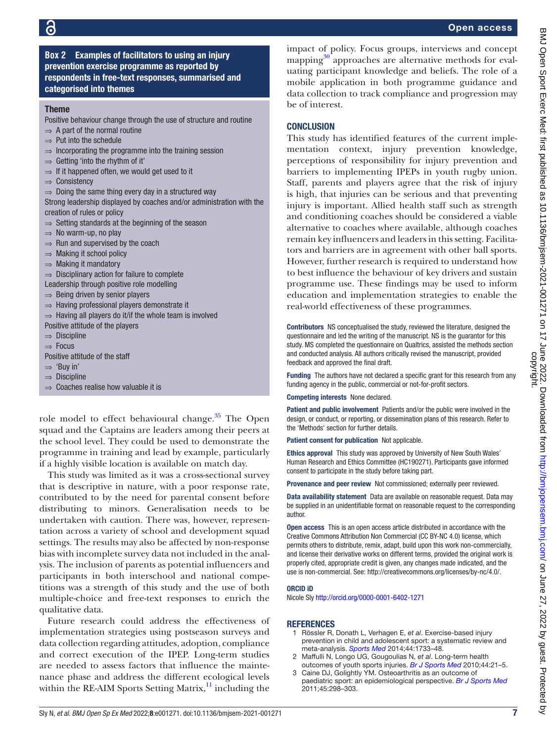**Box 2 Examples of facilitators to using an injury prevention exercise programme as reported by respondents in free-text responses, summarised and categorised into themes**

**Theme**

Positive behaviour change through the use of structure and routine
- ⇒ A part of the normal routine
- ⇒ Put into the schedule
- ⇒ Incorporating the programme into the training session
- ⇒ Getting 'into the rhythm of it'
- ⇒ If it happened often, we would get used to it
- ⇒ Consistency
- ⇒ Doing the same thing every day in a structured way

Strong leadership displayed by coaches and/or administration with the creation of rules or policy
- ⇒ Setting standards at the beginning of the season
- ⇒ No warm-up, no play
- ⇒ Run and supervised by the coach
- ⇒ Making it school policy
- ⇒ Making it mandatory
- ⇒ Disciplinary action for failure to complete

Leadership through positive role modelling
- ⇒ Being driven by senior players
- ⇒ Having professional players demonstrate it
- ⇒ Having all players do it/if the whole team is involved

Positive attitude of the players
- ⇒ Discipline
- ⇒ Focus

Positive attitude of the staff
- ⇒ 'Buy in'
- ⇒ Discipline
- ⇒ Coaches realise how valuable it is

role model to effect behavioural change.[35] The Open squad and the Captains are leaders among their peers at the school level. They could be used to demonstrate the programme in training and lead by example, particularly if a highly visible location is available on match day.

This study was limited as it was a cross-sectional survey that is descriptive in nature, with a poor response rate, contributed to by the need for parental consent before distributing to minors. Generalisation needs to be undertaken with caution. There was, however, representation across a variety of school and development squad settings. The results may also be affected by non-response bias with incomplete survey data not included in the analysis. The inclusion of parents as potential influencers and participants in both interschool and national competitions was a strength of this study and the use of both multiple-choice and free-text responses to enrich the qualitative data.

Future research could address the effectiveness of implementation strategies using postseason surveys and data collection regarding attitudes, adoption, compliance and correct execution of the IPEP. Long-term studies are needed to assess factors that influence the maintenance phase and address the different ecological levels within the RE-AIM Sports Setting Matrix,[11] including the impact of policy. Focus groups, interviews and concept mapping[30] approaches are alternative methods for evaluating participant knowledge and beliefs. The role of a mobile application in both programme guidance and data collection to track compliance and progression may be of interest.

## CONCLUSION

This study has identified features of the current implementation context, injury prevention knowledge, perceptions of responsibility for injury prevention and barriers to implementing IPEPs in youth rugby union. Staff, parents and players agree that the risk of injury is high, that injuries can be serious and that preventing injury is important. Allied health staff such as strength and conditioning coaches should be considered a viable alternative to coaches where available, although coaches remain key influencers and leaders in this setting. Facilitators and barriers are in agreement with other ball sports. However, further research is required to understand how to best influence the behaviour of key drivers and sustain programme use. These findings may be used to inform education and implementation strategies to enable the real-world effectiveness of these programmes.

**Contributors** NS conceptualised the study, reviewed the literature, designed the questionnaire and led the writing of the manuscript. NS is the guarantor for this study. MS completed the questionnaire on Qualtrics, assisted the methods section and conducted analysis. All authors critically revised the manuscript, provided feedback and approved the final draft.

**Funding** The authors have not declared a specific grant for this research from any funding agency in the public, commercial or not-for-profit sectors.

**Competing interests** None declared.

**Patient and public involvement** Patients and/or the public were involved in the design, or conduct, or reporting, or dissemination plans of this research. Refer to the 'Methods' section for further details.

**Patient consent for publication** Not applicable.

**Ethics approval** This study was approved by University of New South Wales' Human Research and Ethics Committee (HC190271). Participants gave informed consent to participate in the study before taking part.

**Provenance and peer review** Not commissioned; externally peer reviewed.

**Data availability statement** Data are available on reasonable request. Data may be supplied in an unidentifiable format on reasonable request to the corresponding author.

**Open access** This is an open access article distributed in accordance with the Creative Commons Attribution Non Commercial (CC BY-NC 4.0) license, which permits others to distribute, remix, adapt, build upon this work non-commercially, and license their derivative works on different terms, provided the original work is properly cited, appropriate credit is given, any changes made indicated, and the use is non-commercial. See: http://creativecommons.org/licenses/by-nc/4.0/.

**ORCID iD**

Nicole Sly http://orcid.org/0000-0001-6402-1271

## REFERENCES

1. Rössler R, Donath L, Verhagen E, *et al*. Exercise-based injury prevention in child and adolescent sport: a systematic review and meta-analysis. *Sports Med* 2014;44:1733–48.
2. Maffulli N, Longo UG, Gougoulias N, *et al*. Long-term health outcomes of youth sports injuries. *Br J Sports Med* 2010;44:21–5.
3. Caine DJ, Golightly YM. Osteoarthritis as an outcome of paediatric sport: an epidemiological perspective. *Br J Sports Med* 2011;45:298–303.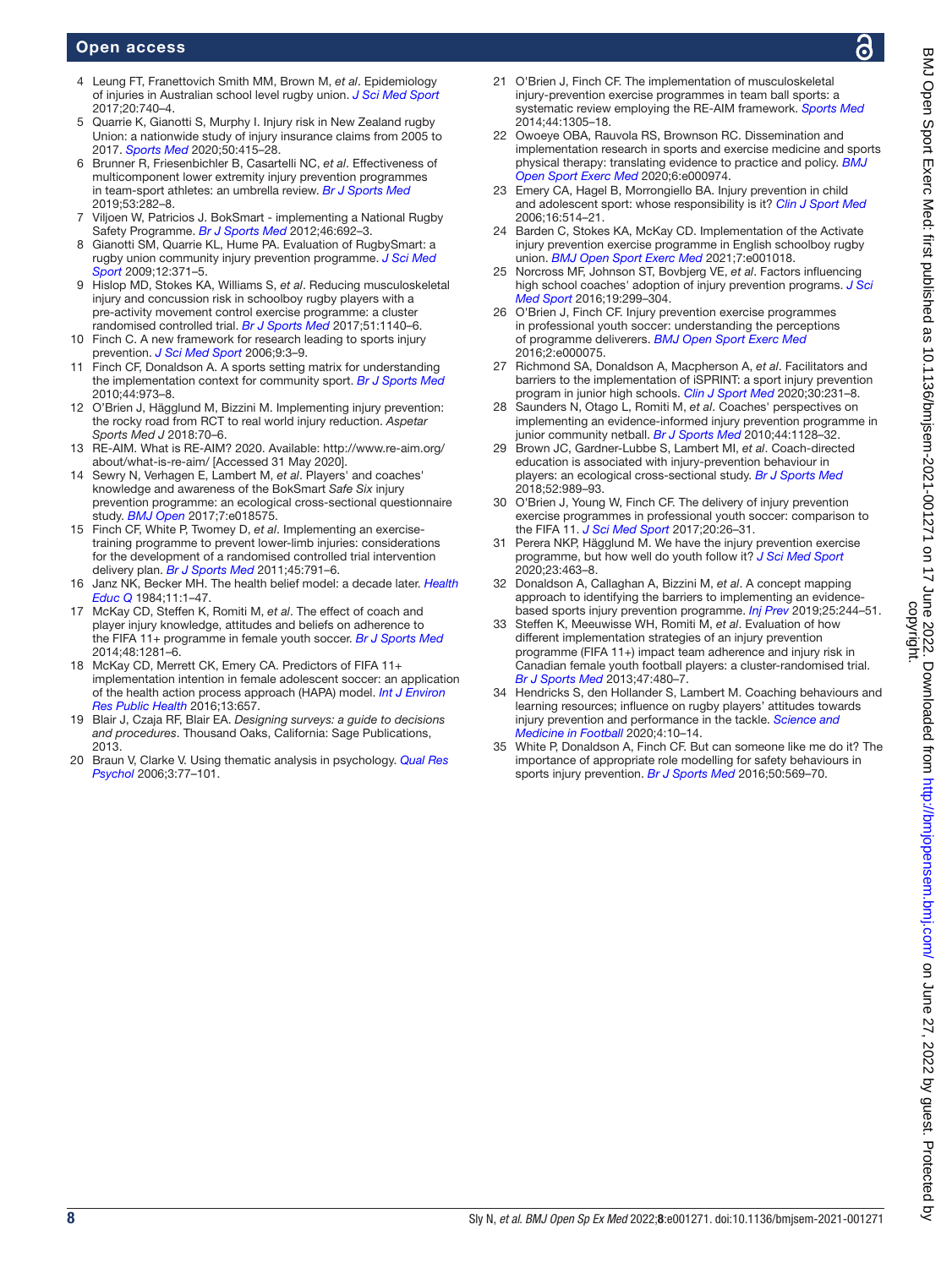4. Leung FT, Franettovich Smith MM, Brown M, *et al*. Epidemiology of injuries in Australian school level rugby union. *J Sci Med Sport* 2017;20:740–4.
5. Quarrie K, Gianotti S, Murphy I. Injury risk in New Zealand rugby Union: a nationwide study of injury insurance claims from 2005 to 2017. *Sports Med* 2020;50:415–28.
6. Brunner R, Friesenbichler B, Casartelli NC, *et al*. Effectiveness of multicomponent lower extremity injury prevention programmes in team-sport athletes: an umbrella review. *Br J Sports Med* 2019;53:282–8.
7. Viljoen W, Patricios J. BokSmart - implementing a National Rugby Safety Programme. *Br J Sports Med* 2012;46:692–3.
8. Gianotti SM, Quarrie KL, Hume PA. Evaluation of RugbySmart: a rugby union community injury prevention programme. *J Sci Med Sport* 2009;12:371–5.
9. Hislop MD, Stokes KA, Williams S, *et al*. Reducing musculoskeletal injury and concussion risk in schoolboy rugby players with a pre-activity movement control exercise programme: a cluster randomised controlled trial. *Br J Sports Med* 2017;51:1140–6.
10. Finch C. A new framework for research leading to sports injury prevention. *J Sci Med Sport* 2006;9:3–9.
11. Finch CF, Donaldson A. A sports setting matrix for understanding the implementation context for community sport. *Br J Sports Med* 2010;44:973–8.
12. O'Brien J, Hägglund M, Bizzini M. Implementing injury prevention: the rocky road from RCT to real world injury reduction. *Aspetar Sports Med J* 2018:70–6.
13. RE-AIM. What is RE-AIM? 2020. Available: http://www.re-aim.org/about/what-is-re-aim/ [Accessed 31 May 2020].
14. Sewry N, Verhagen E, Lambert M, *et al*. Players' and coaches' knowledge and awareness of the BokSmart *Safe Six* injury prevention programme: an ecological cross-sectional questionnaire study. *BMJ Open* 2017;7:e018575.
15. Finch CF, White P, Twomey D, *et al*. Implementing an exercise-training programme to prevent lower-limb injuries: considerations for the development of a randomised controlled trial intervention delivery plan. *Br J Sports Med* 2011;45:791–6.
16. Janz NK, Becker MH. The health belief model: a decade later. *Health Educ Q* 1984;11:1–47.
17. McKay CD, Steffen K, Romiti M, *et al*. The effect of coach and player injury knowledge, attitudes and beliefs on adherence to the FIFA 11+ programme in female youth soccer. *Br J Sports Med* 2014;48:1281–6.
18. McKay CD, Merrett CK, Emery CA. Predictors of FIFA 11+ implementation intention in female adolescent soccer: an application of the health action process approach (HAPA) model. *Int J Environ Res Public Health* 2016;13:657.
19. Blair J, Czaja RF, Blair EA. *Designing surveys: a guide to decisions and procedures*. Thousand Oaks, California: Sage Publications, 2013.
20. Braun V, Clarke V. Using thematic analysis in psychology. *Qual Res Psychol* 2006;3:77–101.
21. O'Brien J, Finch CF. The implementation of musculoskeletal injury-prevention exercise programmes in team ball sports: a systematic review employing the RE-AIM framework. *Sports Med* 2014;44:1305–18.
22. Owoeye OBA, Rauvola RS, Brownson RC. Dissemination and implementation research in sports and exercise medicine and sports physical therapy: translating evidence to practice and policy. *BMJ Open Sport Exerc Med* 2020;6:e000974.
23. Emery CA, Hagel B, Morrongiello BA. Injury prevention in child and adolescent sport: whose responsibility is it? *Clin J Sport Med* 2006;16:514–21.
24. Barden C, Stokes KA, McKay CD. Implementation of the Activate injury prevention exercise programme in English schoolboy rugby union. *BMJ Open Sport Exerc Med* 2021;7:e001018.
25. Norcross MF, Johnson ST, Bovbjerg VE, *et al*. Factors influencing high school coaches' adoption of injury prevention programs. *J Sci Med Sport* 2016;19:299–304.
26. O'Brien J, Finch CF. Injury prevention exercise programmes in professional youth soccer: understanding the perceptions of programme deliverers. *BMJ Open Sport Exerc Med* 2016;2:e000075.
27. Richmond SA, Donaldson A, Macpherson A, *et al*. Facilitators and barriers to the implementation of iSPRINT: a sport injury prevention program in junior high schools. *Clin J Sport Med* 2020;30:231–8.
28. Saunders N, Otago L, Romiti M, *et al*. Coaches' perspectives on implementing an evidence-informed injury prevention programme in junior community netball. *Br J Sports Med* 2010;44:1128–32.
29. Brown JC, Gardner-Lubbe S, Lambert MI, *et al*. Coach-directed education is associated with injury-prevention behaviour in players: an ecological cross-sectional study. *Br J Sports Med* 2018;52:989–93.
30. O'Brien J, Young W, Finch CF. The delivery of injury prevention exercise programmes in professional youth soccer: comparison to the FIFA 11. *J Sci Med Sport* 2017;20:26–31.
31. Perera NKP, Hägglund M. We have the injury prevention exercise programme, but how well do youth follow it? *J Sci Med Sport* 2020;23:463–8.
32. Donaldson A, Callaghan A, Bizzini M, *et al*. A concept mapping approach to identifying the barriers to implementing an evidence-based sports injury prevention programme. *Inj Prev* 2019;25:244–51.
33. Steffen K, Meeuwisse WH, Romiti M, *et al*. Evaluation of how different implementation strategies of an injury prevention programme (FIFA 11+) impact team adherence and injury risk in Canadian female youth football players: a cluster-randomised trial. *Br J Sports Med* 2013;47:480–7.
34. Hendricks S, den Hollander S, Lambert M. Coaching behaviours and learning resources; influence on rugby players' attitudes towards injury prevention and performance in the tackle. *Science and Medicine in Football* 2020;4:10–14.
35. White P, Donaldson A, Finch CF. But can someone like me do it? The importance of appropriate role modelling for safety behaviours in sports injury prevention. *Br J Sports Med* 2016;50:569–70.